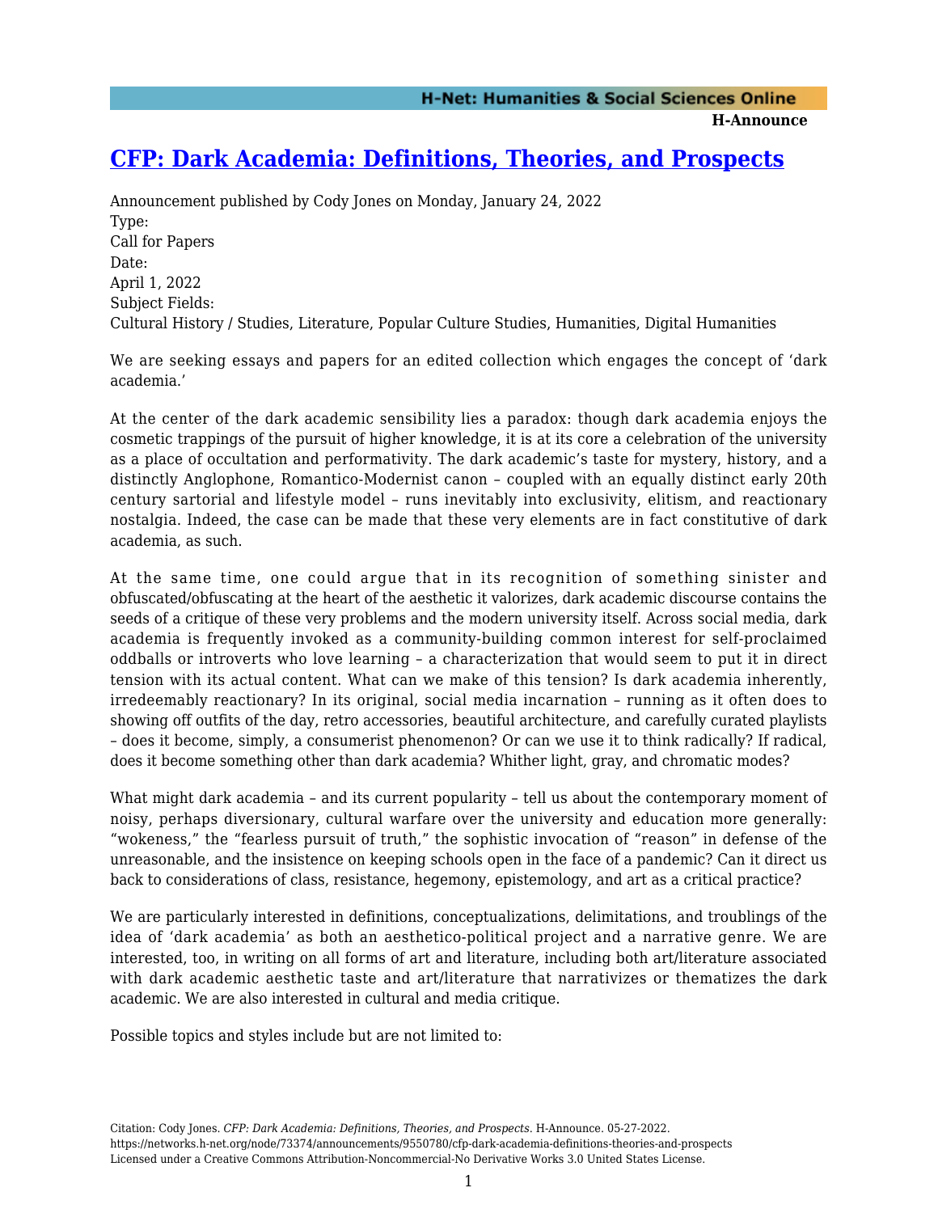# [CFP: Dark Academia: Definitions, Theories, and Prospects](https://networks.h-net.org/node/73374/announcements/9550780/cfp-dark-academia-definitions-theories-and-prospects)

Announcement published by Cody Jones on Monday, January 24, 2022

Type:
Call for Papers

Date:
April 1, 2022

Subject Fields:
Cultural History / Studies, Literature, Popular Culture Studies, Humanities, Digital Humanities

We are seeking essays and papers for an edited collection which engages the concept of 'dark academia.'

At the center of the dark academic sensibility lies a paradox: though dark academia enjoys the cosmetic trappings of the pursuit of higher knowledge, it is at its core a celebration of the university as a place of occultation and performativity. The dark academic's taste for mystery, history, and a distinctly Anglophone, Romantico-Modernist canon – coupled with an equally distinct early 20th century sartorial and lifestyle model – runs inevitably into exclusivity, elitism, and reactionary nostalgia. Indeed, the case can be made that these very elements are in fact constitutive of dark academia, as such.

At the same time, one could argue that in its recognition of something sinister and obfuscated/obfuscating at the heart of the aesthetic it valorizes, dark academic discourse contains the seeds of a critique of these very problems and the modern university itself. Across social media, dark academia is frequently invoked as a community-building common interest for self-proclaimed oddballs or introverts who love learning – a characterization that would seem to put it in direct tension with its actual content. What can we make of this tension? Is dark academia inherently, irredeemably reactionary? In its original, social media incarnation – running as it often does to showing off outfits of the day, retro accessories, beautiful architecture, and carefully curated playlists – does it become, simply, a consumerist phenomenon? Or can we use it to think radically? If radical, does it become something other than dark academia? Whither light, gray, and chromatic modes?

What might dark academia – and its current popularity – tell us about the contemporary moment of noisy, perhaps diversionary, cultural warfare over the university and education more generally: "wokeness," the "fearless pursuit of truth," the sophistic invocation of "reason" in defense of the unreasonable, and the insistence on keeping schools open in the face of a pandemic? Can it direct us back to considerations of class, resistance, hegemony, epistemology, and art as a critical practice?

We are particularly interested in definitions, conceptualizations, delimitations, and troublings of the idea of 'dark academia' as both an aesthetico-political project and a narrative genre. We are interested, too, in writing on all forms of art and literature, including both art/literature associated with dark academic aesthetic taste and art/literature that narrativizes or thematizes the dark academic. We are also interested in cultural and media critique.

Possible topics and styles include but are not limited to: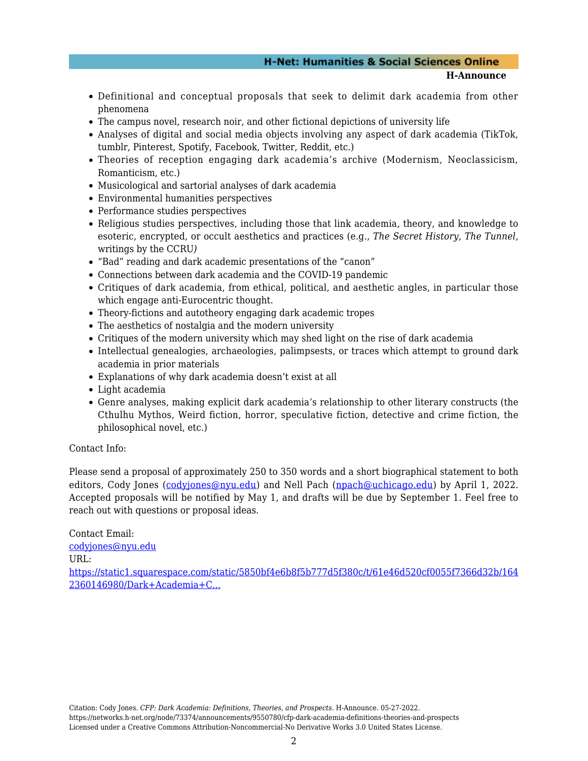- Definitional and conceptual proposals that seek to delimit dark academia from other phenomena
- The campus novel, research noir, and other fictional depictions of university life
- Analyses of digital and social media objects involving any aspect of dark academia (TikTok, tumblr, Pinterest, Spotify, Facebook, Twitter, Reddit, etc.)
- Theories of reception engaging dark academia's archive (Modernism, Neoclassicism, Romanticism, etc.)
- Musicological and sartorial analyses of dark academia
- Environmental humanities perspectives
- Performance studies perspectives
- Religious studies perspectives, including those that link academia, theory, and knowledge to esoteric, encrypted, or occult aesthetics and practices (e.g., *The Secret History*, *The Tunnel*, writings by the CCRU*)*
- "Bad" reading and dark academic presentations of the "canon"
- Connections between dark academia and the COVID-19 pandemic
- Critiques of dark academia, from ethical, political, and aesthetic angles, in particular those which engage anti-Eurocentric thought.
- Theory-fictions and autotheory engaging dark academic tropes
- The aesthetics of nostalgia and the modern university
- Critiques of the modern university which may shed light on the rise of dark academia
- Intellectual genealogies, archaeologies, palimpsests, or traces which attempt to ground dark academia in prior materials
- Explanations of why dark academia doesn't exist at all
- Light academia
- Genre analyses, making explicit dark academia's relationship to other literary constructs (the Cthulhu Mythos, Weird fiction, horror, speculative fiction, detective and crime fiction, the philosophical novel, etc.)

Contact Info:

Please send a proposal of approximately 250 to 350 words and a short biographical statement to both editors, Cody Jones (codyjones@nyu.edu) and Nell Pach (npach@uchicago.edu) by April 1, 2022. Accepted proposals will be notified by May 1, and drafts will be due by September 1. Feel free to reach out with questions or proposal ideas.

Contact Email:
codyjones@nyu.edu
URL:
https://static1.squarespace.com/static/5850bf4e6b8f5b777d5f380c/t/61e46d520cf0055f7366d32b/1642360146980/Dark+Academia+C...

Citation: Cody Jones. *CFP: Dark Academia: Definitions, Theories, and Prospects*. H-Announce. 05-27-2022.
https://networks.h-net.org/node/73374/announcements/9550780/cfp-dark-academia-definitions-theories-and-prospects
Licensed under a Creative Commons Attribution-Noncommercial-No Derivative Works 3.0 United States License.